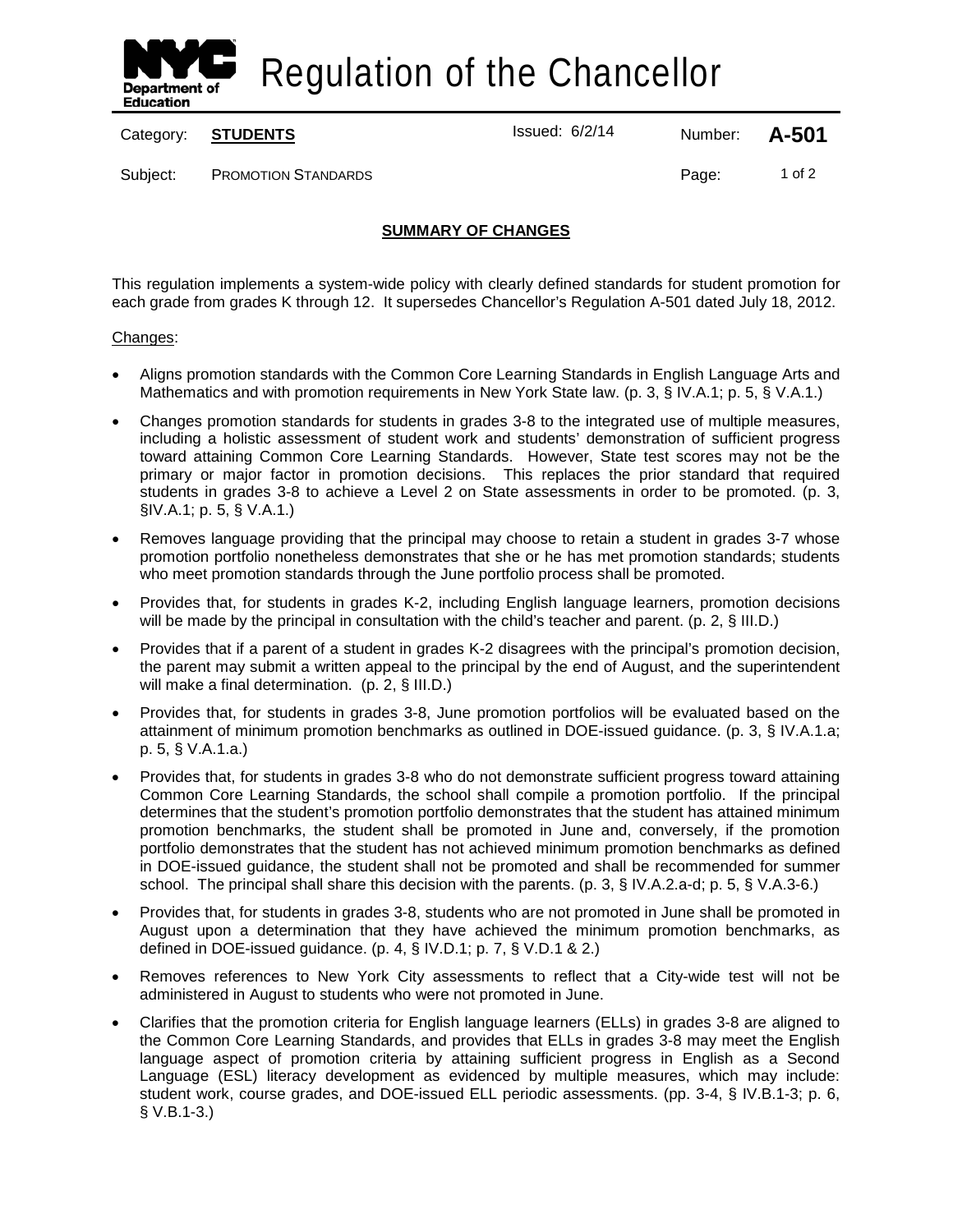# Regulation of the Chancellor

| Category: | **STUDENTS** | Issued: 6/2/14 | Number: | **A-501** |
|---|---|---|---|---|
| Subject: | PROMOTION STANDARDS | | | |

## SUMMARY OF CHANGES

This regulation implements a system-wide policy with clearly defined standards for student promotion for each grade from grades K through 12. It supersedes Chancellor's Regulation A-501 dated July 18, 2012.

Changes:

- Aligns promotion standards with the Common Core Learning Standards in English Language Arts and Mathematics and with promotion requirements in New York State law. (p. 3, § IV.A.1; p. 5, § V.A.1.)
- Changes promotion standards for students in grades 3-8 to the integrated use of multiple measures, including a holistic assessment of student work and students' demonstration of sufficient progress toward attaining Common Core Learning Standards. However, State test scores may not be the primary or major factor in promotion decisions. This replaces the prior standard that required students in grades 3-8 to achieve a Level 2 on State assessments in order to be promoted. (p. 3, §IV.A.1; p. 5, § V.A.1.)
- Removes language providing that the principal may choose to retain a student in grades 3-7 whose promotion portfolio nonetheless demonstrates that she or he has met promotion standards; students who meet promotion standards through the June portfolio process shall be promoted.
- Provides that, for students in grades K-2, including English language learners, promotion decisions will be made by the principal in consultation with the child's teacher and parent. (p. 2, § III.D.)
- Provides that if a parent of a student in grades K-2 disagrees with the principal's promotion decision, the parent may submit a written appeal to the principal by the end of August, and the superintendent will make a final determination. (p. 2, § III.D.)
- Provides that, for students in grades 3-8, June promotion portfolios will be evaluated based on the attainment of minimum promotion benchmarks as outlined in DOE-issued guidance. (p. 3, § IV.A.1.a; p. 5, § V.A.1.a.)
- Provides that, for students in grades 3-8 who do not demonstrate sufficient progress toward attaining Common Core Learning Standards, the school shall compile a promotion portfolio. If the principal determines that the student's promotion portfolio demonstrates that the student has attained minimum promotion benchmarks, the student shall be promoted in June and, conversely, if the promotion portfolio demonstrates that the student has not achieved minimum promotion benchmarks as defined in DOE-issued guidance, the student shall not be promoted and shall be recommended for summer school. The principal shall share this decision with the parents. (p. 3, § IV.A.2.a-d; p. 5, § V.A.3-6.)
- Provides that, for students in grades 3-8, students who are not promoted in June shall be promoted in August upon a determination that they have achieved the minimum promotion benchmarks, as defined in DOE-issued guidance. (p. 4, § IV.D.1; p. 7, § V.D.1 & 2.)
- Removes references to New York City assessments to reflect that a City-wide test will not be administered in August to students who were not promoted in June.
- Clarifies that the promotion criteria for English language learners (ELLs) in grades 3-8 are aligned to the Common Core Learning Standards, and provides that ELLs in grades 3-8 may meet the English language aspect of promotion criteria by attaining sufficient progress in English as a Second Language (ESL) literacy development as evidenced by multiple measures, which may include: student work, course grades, and DOE-issued ELL periodic assessments. (pp. 3-4, § IV.B.1-3; p. 6, § V.B.1-3.)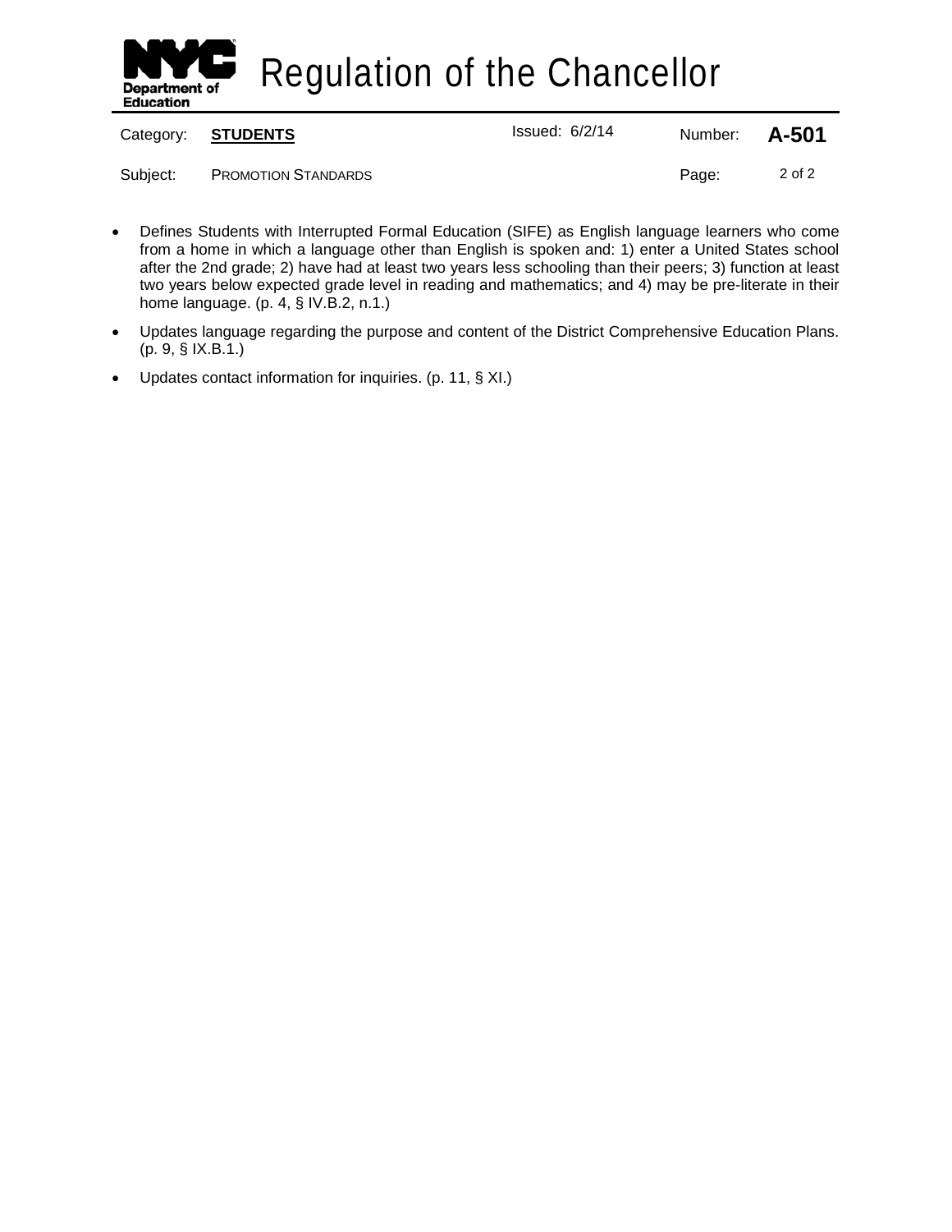- Defines Students with Interrupted Formal Education (SIFE) as English language learners who come from a home in which a language other than English is spoken and: 1) enter a United States school after the 2nd grade; 2) have had at least two years less schooling than their peers; 3) function at least two years below expected grade level in reading and mathematics; and 4) may be pre-literate in their home language. (p. 4, § IV.B.2, n.1.)
- Updates language regarding the purpose and content of the District Comprehensive Education Plans. (p. 9, § IX.B.1.)
- Updates contact information for inquiries. (p. 11, § XI.)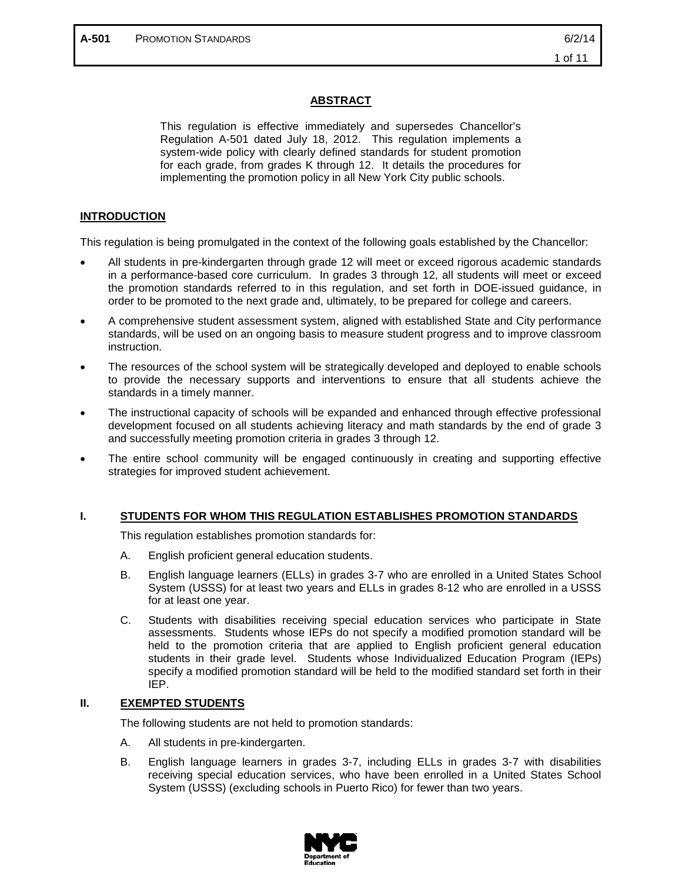## ABSTRACT

This regulation is effective immediately and supersedes Chancellor's Regulation A-501 dated July 18, 2012. This regulation implements a system-wide policy with clearly defined standards for student promotion for each grade, from grades K through 12. It details the procedures for implementing the promotion policy in all New York City public schools.

## INTRODUCTION

This regulation is being promulgated in the context of the following goals established by the Chancellor:

- All students in pre-kindergarten through grade 12 will meet or exceed rigorous academic standards in a performance-based core curriculum. In grades 3 through 12, all students will meet or exceed the promotion standards referred to in this regulation, and set forth in DOE-issued guidance, in order to be promoted to the next grade and, ultimately, to be prepared for college and careers.
- A comprehensive student assessment system, aligned with established State and City performance standards, will be used on an ongoing basis to measure student progress and to improve classroom instruction.
- The resources of the school system will be strategically developed and deployed to enable schools to provide the necessary supports and interventions to ensure that all students achieve the standards in a timely manner.
- The instructional capacity of schools will be expanded and enhanced through effective professional development focused on all students achieving literacy and math standards by the end of grade 3 and successfully meeting promotion criteria in grades 3 through 12.
- The entire school community will be engaged continuously in creating and supporting effective strategies for improved student achievement.

## I. STUDENTS FOR WHOM THIS REGULATION ESTABLISHES PROMOTION STANDARDS

This regulation establishes promotion standards for:

A. English proficient general education students.

B. English language learners (ELLs) in grades 3-7 who are enrolled in a United States School System (USSS) for at least two years and ELLs in grades 8-12 who are enrolled in a USSS for at least one year.

C. Students with disabilities receiving special education services who participate in State assessments. Students whose IEPs do not specify a modified promotion standard will be held to the promotion criteria that are applied to English proficient general education students in their grade level. Students whose Individualized Education Program (IEPs) specify a modified promotion standard will be held to the modified standard set forth in their IEP.

## II. EXEMPTED STUDENTS

The following students are not held to promotion standards:

A. All students in pre-kindergarten.

B. English language learners in grades 3-7, including ELLs in grades 3-7 with disabilities receiving special education services, who have been enrolled in a United States School System (USSS) (excluding schools in Puerto Rico) for fewer than two years.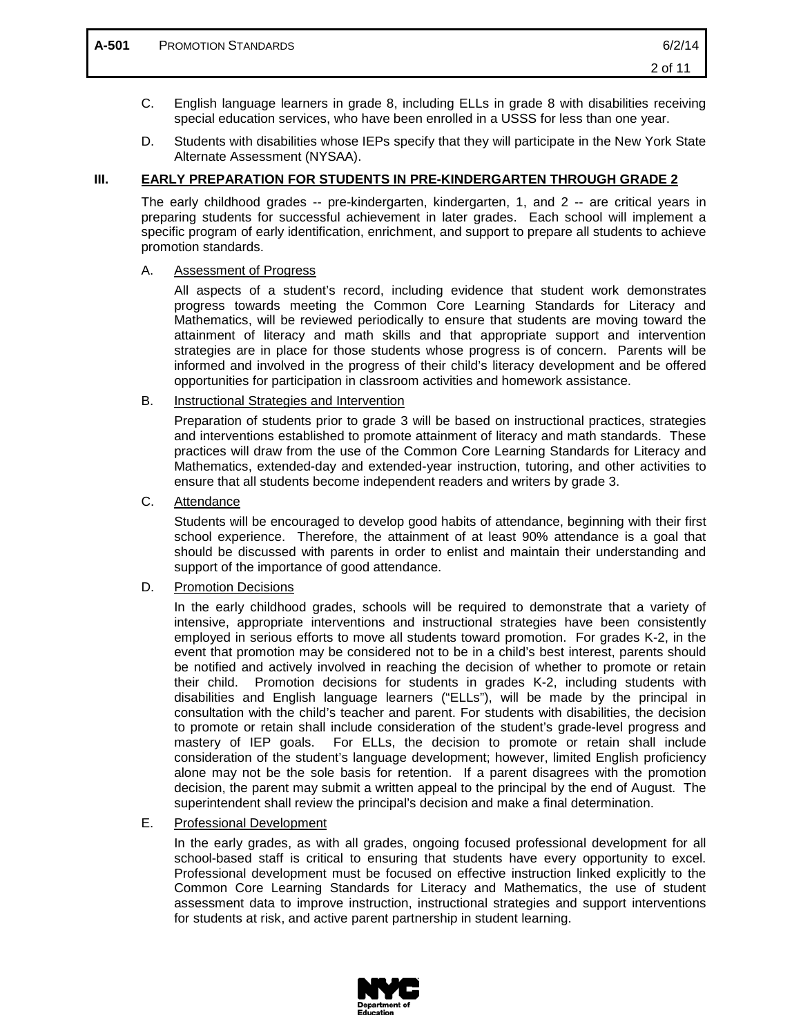C. English language learners in grade 8, including ELLs in grade 8 with disabilities receiving special education services, who have been enrolled in a USSS for less than one year.

D. Students with disabilities whose IEPs specify that they will participate in the New York State Alternate Assessment (NYSAA).

## III. EARLY PREPARATION FOR STUDENTS IN PRE-KINDERGARTEN THROUGH GRADE 2

The early childhood grades -- pre-kindergarten, kindergarten, 1, and 2 -- are critical years in preparing students for successful achievement in later grades. Each school will implement a specific program of early identification, enrichment, and support to prepare all students to achieve promotion standards.

### A. Assessment of Progress

All aspects of a student's record, including evidence that student work demonstrates progress towards meeting the Common Core Learning Standards for Literacy and Mathematics, will be reviewed periodically to ensure that students are moving toward the attainment of literacy and math skills and that appropriate support and intervention strategies are in place for those students whose progress is of concern. Parents will be informed and involved in the progress of their child's literacy development and be offered opportunities for participation in classroom activities and homework assistance.

### B. Instructional Strategies and Intervention

Preparation of students prior to grade 3 will be based on instructional practices, strategies and interventions established to promote attainment of literacy and math standards. These practices will draw from the use of the Common Core Learning Standards for Literacy and Mathematics, extended-day and extended-year instruction, tutoring, and other activities to ensure that all students become independent readers and writers by grade 3.

### C. Attendance

Students will be encouraged to develop good habits of attendance, beginning with their first school experience. Therefore, the attainment of at least 90% attendance is a goal that should be discussed with parents in order to enlist and maintain their understanding and support of the importance of good attendance.

### D. Promotion Decisions

In the early childhood grades, schools will be required to demonstrate that a variety of intensive, appropriate interventions and instructional strategies have been consistently employed in serious efforts to move all students toward promotion. For grades K-2, in the event that promotion may be considered not to be in a child's best interest, parents should be notified and actively involved in reaching the decision of whether to promote or retain their child. Promotion decisions for students in grades K-2, including students with disabilities and English language learners ("ELLs"), will be made by the principal in consultation with the child's teacher and parent. For students with disabilities, the decision to promote or retain shall include consideration of the student's grade-level progress and mastery of IEP goals. For ELLs, the decision to promote or retain shall include consideration of the student's language development; however, limited English proficiency alone may not be the sole basis for retention. If a parent disagrees with the promotion decision, the parent may submit a written appeal to the principal by the end of August. The superintendent shall review the principal's decision and make a final determination.

### E. Professional Development

In the early grades, as with all grades, ongoing focused professional development for all school-based staff is critical to ensuring that students have every opportunity to excel. Professional development must be focused on effective instruction linked explicitly to the Common Core Learning Standards for Literacy and Mathematics, the use of student assessment data to improve instruction, instructional strategies and support interventions for students at risk, and active parent partnership in student learning.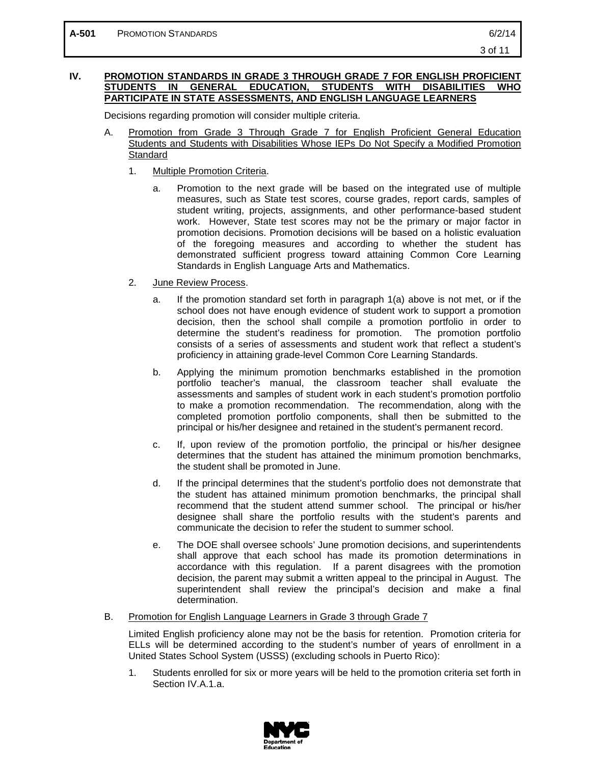## IV. PROMOTION STANDARDS IN GRADE 3 THROUGH GRADE 7 FOR ENGLISH PROFICIENT STUDENTS IN GENERAL EDUCATION, STUDENTS WITH DISABILITIES WHO PARTICIPATE IN STATE ASSESSMENTS, AND ENGLISH LANGUAGE LEARNERS

Decisions regarding promotion will consider multiple criteria.

A. Promotion from Grade 3 Through Grade 7 for English Proficient General Education Students and Students with Disabilities Whose IEPs Do Not Specify a Modified Promotion Standard

1. Multiple Promotion Criteria.

   a. Promotion to the next grade will be based on the integrated use of multiple measures, such as State test scores, course grades, report cards, samples of student writing, projects, assignments, and other performance-based student work. However, State test scores may not be the primary or major factor in promotion decisions. Promotion decisions will be based on a holistic evaluation of the foregoing measures and according to whether the student has demonstrated sufficient progress toward attaining Common Core Learning Standards in English Language Arts and Mathematics.

2. June Review Process.

   a. If the promotion standard set forth in paragraph 1(a) above is not met, or if the school does not have enough evidence of student work to support a promotion decision, then the school shall compile a promotion portfolio in order to determine the student's readiness for promotion. The promotion portfolio consists of a series of assessments and student work that reflect a student's proficiency in attaining grade-level Common Core Learning Standards.

   b. Applying the minimum promotion benchmarks established in the promotion portfolio teacher's manual, the classroom teacher shall evaluate the assessments and samples of student work in each student's promotion portfolio to make a promotion recommendation. The recommendation, along with the completed promotion portfolio components, shall then be submitted to the principal or his/her designee and retained in the student's permanent record.

   c. If, upon review of the promotion portfolio, the principal or his/her designee determines that the student has attained the minimum promotion benchmarks, the student shall be promoted in June.

   d. If the principal determines that the student's portfolio does not demonstrate that the student has attained minimum promotion benchmarks, the principal shall recommend that the student attend summer school. The principal or his/her designee shall share the portfolio results with the student's parents and communicate the decision to refer the student to summer school.

   e. The DOE shall oversee schools' June promotion decisions, and superintendents shall approve that each school has made its promotion determinations in accordance with this regulation. If a parent disagrees with the promotion decision, the parent may submit a written appeal to the principal in August. The superintendent shall review the principal's decision and make a final determination.

B. Promotion for English Language Learners in Grade 3 through Grade 7

Limited English proficiency alone may not be the basis for retention. Promotion criteria for ELLs will be determined according to the student's number of years of enrollment in a United States School System (USSS) (excluding schools in Puerto Rico):

1. Students enrolled for six or more years will be held to the promotion criteria set forth in Section IV.A.1.a.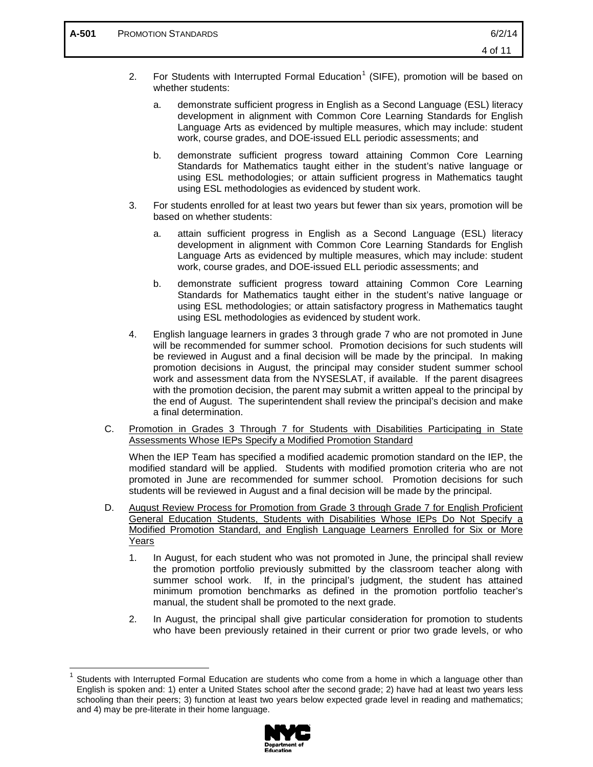2. For Students with Interrupted Formal Education[1] (SIFE), promotion will be based on whether students:

   a. demonstrate sufficient progress in English as a Second Language (ESL) literacy development in alignment with Common Core Learning Standards for English Language Arts as evidenced by multiple measures, which may include: student work, course grades, and DOE-issued ELL periodic assessments; and

   b. demonstrate sufficient progress toward attaining Common Core Learning Standards for Mathematics taught either in the student's native language or using ESL methodologies; or attain sufficient progress in Mathematics taught using ESL methodologies as evidenced by student work.

3. For students enrolled for at least two years but fewer than six years, promotion will be based on whether students:

   a. attain sufficient progress in English as a Second Language (ESL) literacy development in alignment with Common Core Learning Standards for English Language Arts as evidenced by multiple measures, which may include: student work, course grades, and DOE-issued ELL periodic assessments; and

   b. demonstrate sufficient progress toward attaining Common Core Learning Standards for Mathematics taught either in the student's native language or using ESL methodologies; or attain satisfactory progress in Mathematics taught using ESL methodologies as evidenced by student work.

4. English language learners in grades 3 through grade 7 who are not promoted in June will be recommended for summer school. Promotion decisions for such students will be reviewed in August and a final decision will be made by the principal. In making promotion decisions in August, the principal may consider student summer school work and assessment data from the NYSESLAT, if available. If the parent disagrees with the promotion decision, the parent may submit a written appeal to the principal by the end of August. The superintendent shall review the principal's decision and make a final determination.

C. Promotion in Grades 3 Through 7 for Students with Disabilities Participating in State Assessments Whose IEPs Specify a Modified Promotion Standard

When the IEP Team has specified a modified academic promotion standard on the IEP, the modified standard will be applied. Students with modified promotion criteria who are not promoted in June are recommended for summer school. Promotion decisions for such students will be reviewed in August and a final decision will be made by the principal.

D. August Review Process for Promotion from Grade 3 through Grade 7 for English Proficient General Education Students, Students with Disabilities Whose IEPs Do Not Specify a Modified Promotion Standard, and English Language Learners Enrolled for Six or More Years

1. In August, for each student who was not promoted in June, the principal shall review the promotion portfolio previously submitted by the classroom teacher along with summer school work. If, in the principal's judgment, the student has attained minimum promotion benchmarks as defined in the promotion portfolio teacher's manual, the student shall be promoted to the next grade.

2. In August, the principal shall give particular consideration for promotion to students who have been previously retained in their current or prior two grade levels, or who

---

[1] Students with Interrupted Formal Education are students who come from a home in which a language other than English is spoken and: 1) enter a United States school after the second grade; 2) have had at least two years less schooling than their peers; 3) function at least two years below expected grade level in reading and mathematics; and 4) may be pre-literate in their home language.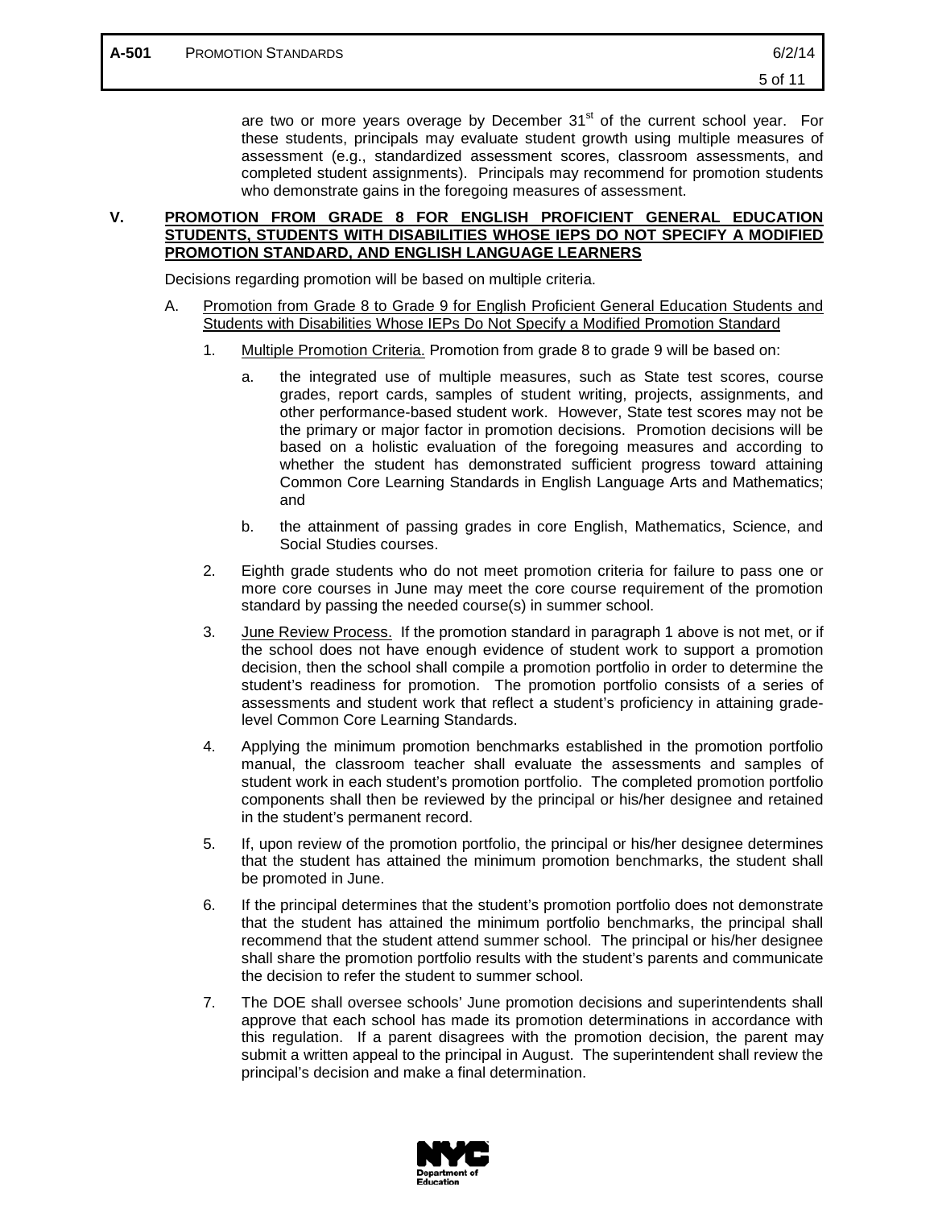are two or more years overage by December 31st of the current school year. For these students, principals may evaluate student growth using multiple measures of assessment (e.g., standardized assessment scores, classroom assessments, and completed student assignments). Principals may recommend for promotion students who demonstrate gains in the foregoing measures of assessment.

## V. PROMOTION FROM GRADE 8 FOR ENGLISH PROFICIENT GENERAL EDUCATION STUDENTS, STUDENTS WITH DISABILITIES WHOSE IEPS DO NOT SPECIFY A MODIFIED PROMOTION STANDARD, AND ENGLISH LANGUAGE LEARNERS

Decisions regarding promotion will be based on multiple criteria.

A. Promotion from Grade 8 to Grade 9 for English Proficient General Education Students and Students with Disabilities Whose IEPs Do Not Specify a Modified Promotion Standard

1. Multiple Promotion Criteria. Promotion from grade 8 to grade 9 will be based on:

   a. the integrated use of multiple measures, such as State test scores, course grades, report cards, samples of student writing, projects, assignments, and other performance-based student work. However, State test scores may not be the primary or major factor in promotion decisions. Promotion decisions will be based on a holistic evaluation of the foregoing measures and according to whether the student has demonstrated sufficient progress toward attaining Common Core Learning Standards in English Language Arts and Mathematics; and

   b. the attainment of passing grades in core English, Mathematics, Science, and Social Studies courses.

2. Eighth grade students who do not meet promotion criteria for failure to pass one or more core courses in June may meet the core course requirement of the promotion standard by passing the needed course(s) in summer school.

3. June Review Process. If the promotion standard in paragraph 1 above is not met, or if the school does not have enough evidence of student work to support a promotion decision, then the school shall compile a promotion portfolio in order to determine the student's readiness for promotion. The promotion portfolio consists of a series of assessments and student work that reflect a student's proficiency in attaining grade-level Common Core Learning Standards.

4. Applying the minimum promotion benchmarks established in the promotion portfolio manual, the classroom teacher shall evaluate the assessments and samples of student work in each student's promotion portfolio. The completed promotion portfolio components shall then be reviewed by the principal or his/her designee and retained in the student's permanent record.

5. If, upon review of the promotion portfolio, the principal or his/her designee determines that the student has attained the minimum promotion benchmarks, the student shall be promoted in June.

6. If the principal determines that the student's promotion portfolio does not demonstrate that the student has attained the minimum portfolio benchmarks, the principal shall recommend that the student attend summer school. The principal or his/her designee shall share the promotion portfolio results with the student's parents and communicate the decision to refer the student to summer school.

7. The DOE shall oversee schools' June promotion decisions and superintendents shall approve that each school has made its promotion determinations in accordance with this regulation. If a parent disagrees with the promotion decision, the parent may submit a written appeal to the principal in August. The superintendent shall review the principal's decision and make a final determination.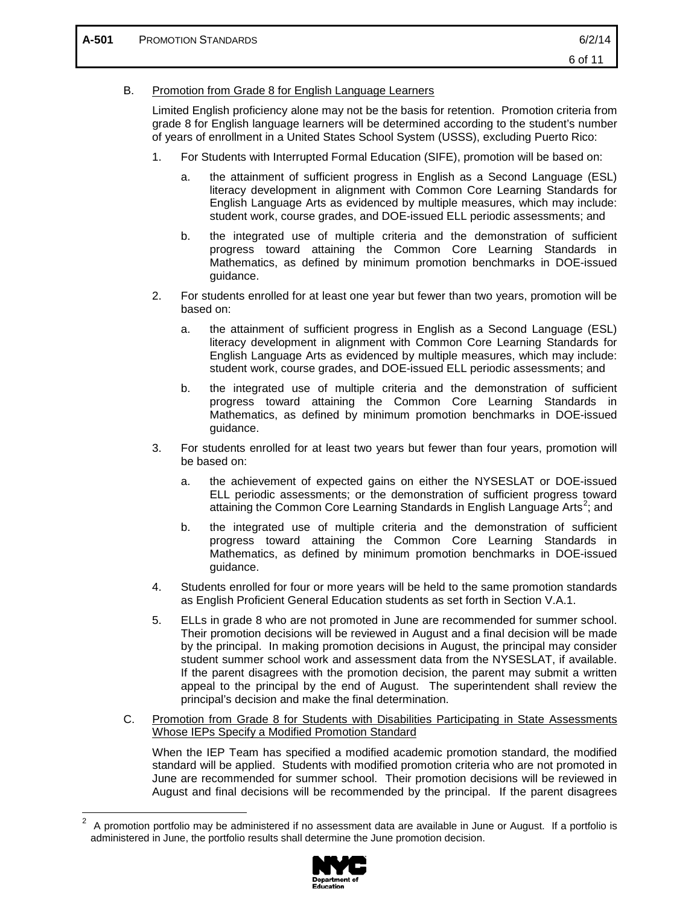B. Promotion from Grade 8 for English Language Learners

Limited English proficiency alone may not be the basis for retention. Promotion criteria from grade 8 for English language learners will be determined according to the student's number of years of enrollment in a United States School System (USSS), excluding Puerto Rico:

1. For Students with Interrupted Formal Education (SIFE), promotion will be based on:

   a. the attainment of sufficient progress in English as a Second Language (ESL) literacy development in alignment with Common Core Learning Standards for English Language Arts as evidenced by multiple measures, which may include: student work, course grades, and DOE-issued ELL periodic assessments; and

   b. the integrated use of multiple criteria and the demonstration of sufficient progress toward attaining the Common Core Learning Standards in Mathematics, as defined by minimum promotion benchmarks in DOE-issued guidance.

2. For students enrolled for at least one year but fewer than two years, promotion will be based on:

   a. the attainment of sufficient progress in English as a Second Language (ESL) literacy development in alignment with Common Core Learning Standards for English Language Arts as evidenced by multiple measures, which may include: student work, course grades, and DOE-issued ELL periodic assessments; and

   b. the integrated use of multiple criteria and the demonstration of sufficient progress toward attaining the Common Core Learning Standards in Mathematics, as defined by minimum promotion benchmarks in DOE-issued guidance.

3. For students enrolled for at least two years but fewer than four years, promotion will be based on:

   a. the achievement of expected gains on either the NYSESLAT or DOE-issued ELL periodic assessments; or the demonstration of sufficient progress toward attaining the Common Core Learning Standards in English Language Arts[2]; and

   b. the integrated use of multiple criteria and the demonstration of sufficient progress toward attaining the Common Core Learning Standards in Mathematics, as defined by minimum promotion benchmarks in DOE-issued guidance.

4. Students enrolled for four or more years will be held to the same promotion standards as English Proficient General Education students as set forth in Section V.A.1.

5. ELLs in grade 8 who are not promoted in June are recommended for summer school. Their promotion decisions will be reviewed in August and a final decision will be made by the principal. In making promotion decisions in August, the principal may consider student summer school work and assessment data from the NYSESLAT, if available. If the parent disagrees with the promotion decision, the parent may submit a written appeal to the principal by the end of August. The superintendent shall review the principal's decision and make the final determination.

C. Promotion from Grade 8 for Students with Disabilities Participating in State Assessments Whose IEPs Specify a Modified Promotion Standard

When the IEP Team has specified a modified academic promotion standard, the modified standard will be applied. Students with modified promotion criteria who are not promoted in June are recommended for summer school. Their promotion decisions will be reviewed in August and final decisions will be recommended by the principal. If the parent disagrees

---

[2] A promotion portfolio may be administered if no assessment data are available in June or August. If a portfolio is administered in June, the portfolio results shall determine the June promotion decision.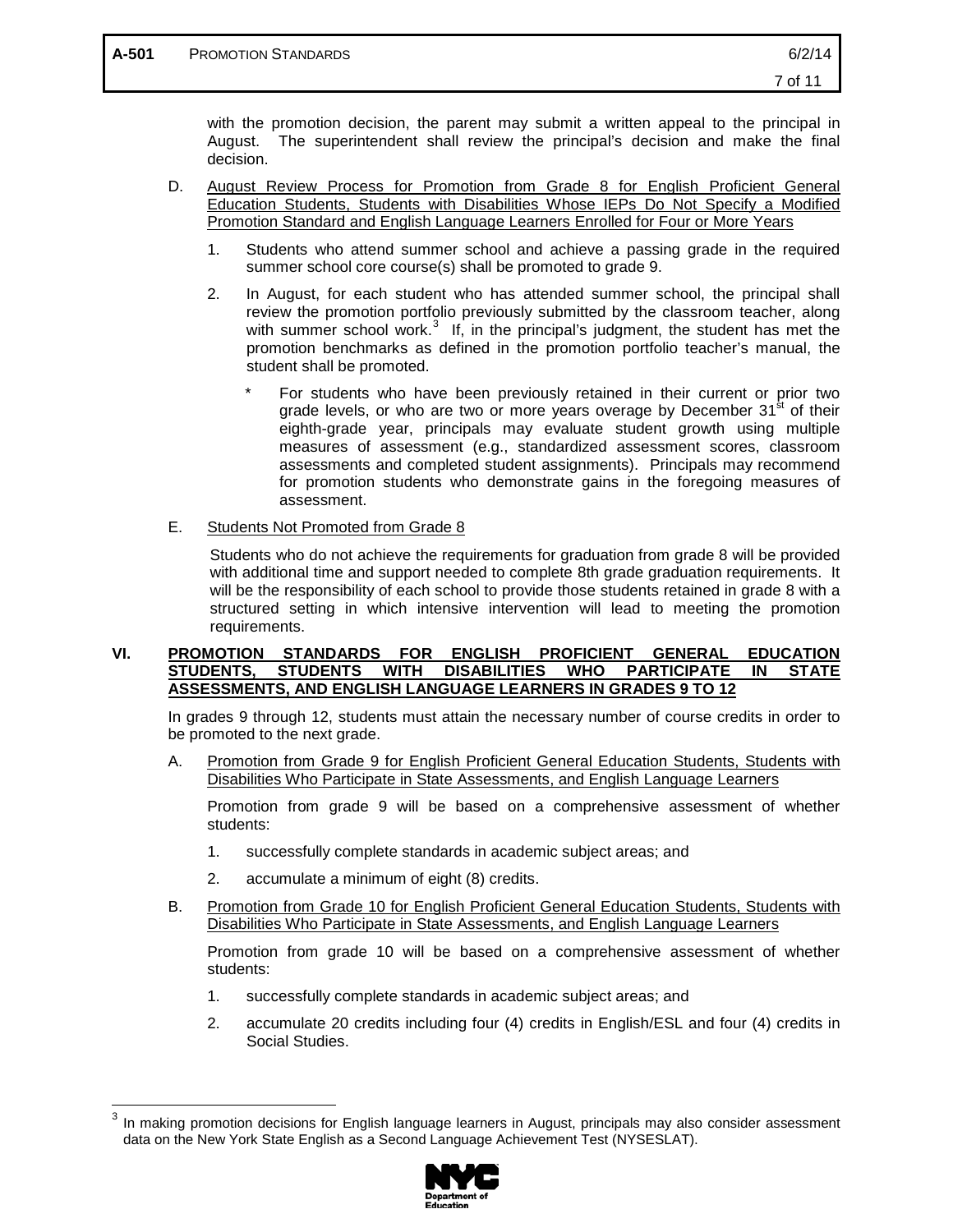with the promotion decision, the parent may submit a written appeal to the principal in August. The superintendent shall review the principal's decision and make the final decision.

D. August Review Process for Promotion from Grade 8 for English Proficient General Education Students, Students with Disabilities Whose IEPs Do Not Specify a Modified Promotion Standard and English Language Learners Enrolled for Four or More Years

1. Students who attend summer school and achieve a passing grade in the required summer school core course(s) shall be promoted to grade 9.

2. In August, for each student who has attended summer school, the principal shall review the promotion portfolio previously submitted by the classroom teacher, along with summer school work.[3] If, in the principal's judgment, the student has met the promotion benchmarks as defined in the promotion portfolio teacher's manual, the student shall be promoted.

   * For students who have been previously retained in their current or prior two grade levels, or who are two or more years overage by December 31st of their eighth-grade year, principals may evaluate student growth using multiple measures of assessment (e.g., standardized assessment scores, classroom assessments and completed student assignments). Principals may recommend for promotion students who demonstrate gains in the foregoing measures of assessment.

E. Students Not Promoted from Grade 8

Students who do not achieve the requirements for graduation from grade 8 will be provided with additional time and support needed to complete 8th grade graduation requirements. It will be the responsibility of each school to provide those students retained in grade 8 with a structured setting in which intensive intervention will lead to meeting the promotion requirements.

## VI. PROMOTION STANDARDS FOR ENGLISH PROFICIENT GENERAL EDUCATION STUDENTS, STUDENTS WITH DISABILITIES WHO PARTICIPATE IN STATE ASSESSMENTS, AND ENGLISH LANGUAGE LEARNERS IN GRADES 9 TO 12

In grades 9 through 12, students must attain the necessary number of course credits in order to be promoted to the next grade.

A. Promotion from Grade 9 for English Proficient General Education Students, Students with Disabilities Who Participate in State Assessments, and English Language Learners

Promotion from grade 9 will be based on a comprehensive assessment of whether students:

1. successfully complete standards in academic subject areas; and
2. accumulate a minimum of eight (8) credits.

B. Promotion from Grade 10 for English Proficient General Education Students, Students with Disabilities Who Participate in State Assessments, and English Language Learners

Promotion from grade 10 will be based on a comprehensive assessment of whether students:

1. successfully complete standards in academic subject areas; and
2. accumulate 20 credits including four (4) credits in English/ESL and four (4) credits in Social Studies.

---

[3] In making promotion decisions for English language learners in August, principals may also consider assessment data on the New York State English as a Second Language Achievement Test (NYSESLAT).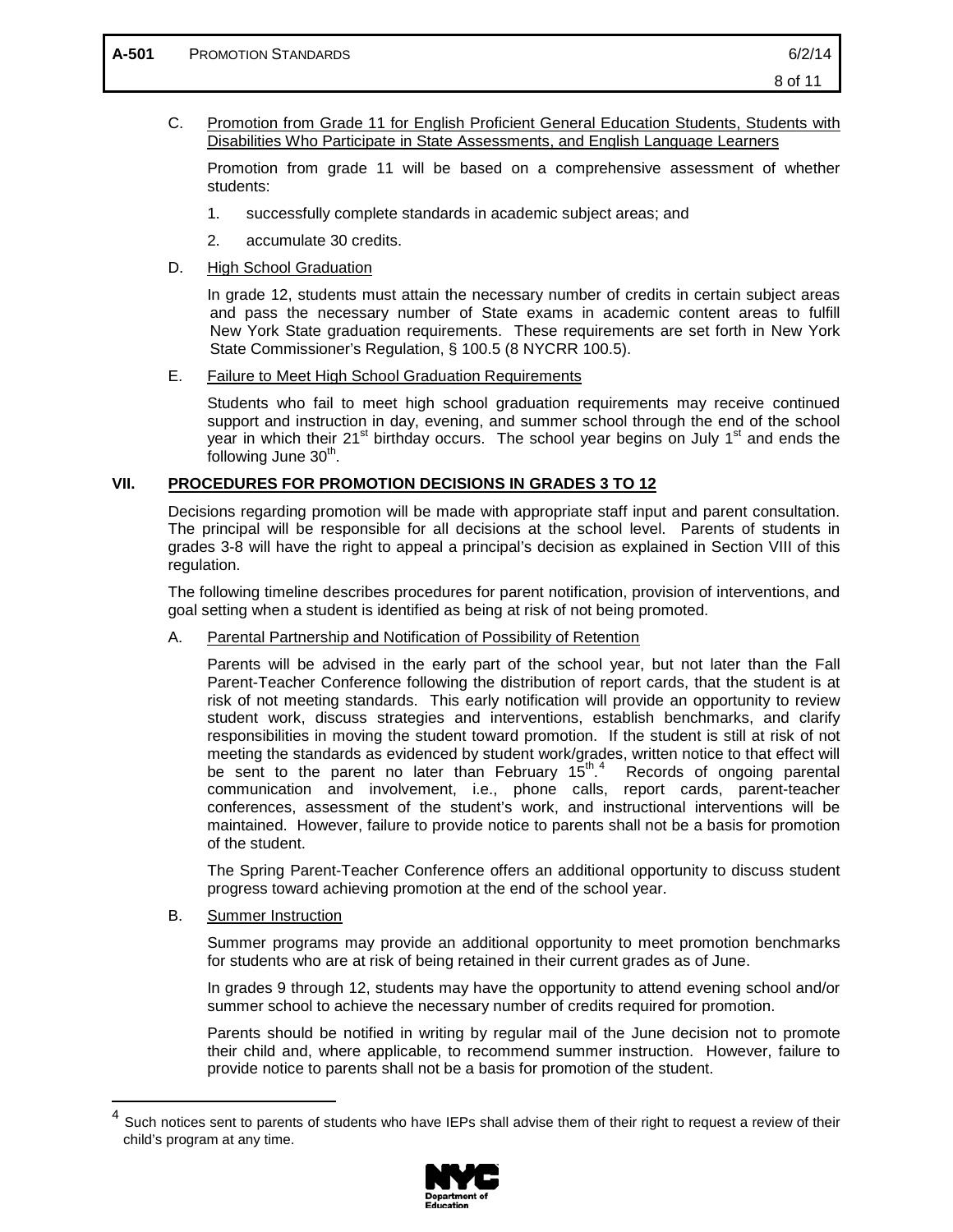C. Promotion from Grade 11 for English Proficient General Education Students, Students with Disabilities Who Participate in State Assessments, and English Language Learners

Promotion from grade 11 will be based on a comprehensive assessment of whether students:

1. successfully complete standards in academic subject areas; and
2. accumulate 30 credits.

D. High School Graduation

In grade 12, students must attain the necessary number of credits in certain subject areas and pass the necessary number of State exams in academic content areas to fulfill New York State graduation requirements. These requirements are set forth in New York State Commissioner's Regulation, § 100.5 (8 NYCRR 100.5).

E. Failure to Meet High School Graduation Requirements

Students who fail to meet high school graduation requirements may receive continued support and instruction in day, evening, and summer school through the end of the school year in which their 21st birthday occurs. The school year begins on July 1st and ends the following June 30th.

## VII. PROCEDURES FOR PROMOTION DECISIONS IN GRADES 3 TO 12

Decisions regarding promotion will be made with appropriate staff input and parent consultation. The principal will be responsible for all decisions at the school level. Parents of students in grades 3-8 will have the right to appeal a principal's decision as explained in Section VIII of this regulation.

The following timeline describes procedures for parent notification, provision of interventions, and goal setting when a student is identified as being at risk of not being promoted.

A. Parental Partnership and Notification of Possibility of Retention

Parents will be advised in the early part of the school year, but not later than the Fall Parent-Teacher Conference following the distribution of report cards, that the student is at risk of not meeting standards. This early notification will provide an opportunity to review student work, discuss strategies and interventions, establish benchmarks, and clarify responsibilities in moving the student toward promotion. If the student is still at risk of not meeting the standards as evidenced by student work/grades, written notice to that effect will be sent to the parent no later than February 15th.[4] Records of ongoing parental communication and involvement, i.e., phone calls, report cards, parent-teacher conferences, assessment of the student's work, and instructional interventions will be maintained. However, failure to provide notice to parents shall not be a basis for promotion of the student.

The Spring Parent-Teacher Conference offers an additional opportunity to discuss student progress toward achieving promotion at the end of the school year.

B. Summer Instruction

Summer programs may provide an additional opportunity to meet promotion benchmarks for students who are at risk of being retained in their current grades as of June.

In grades 9 through 12, students may have the opportunity to attend evening school and/or summer school to achieve the necessary number of credits required for promotion.

Parents should be notified in writing by regular mail of the June decision not to promote their child and, where applicable, to recommend summer instruction. However, failure to provide notice to parents shall not be a basis for promotion of the student.

---

[4] Such notices sent to parents of students who have IEPs shall advise them of their right to request a review of their child's program at any time.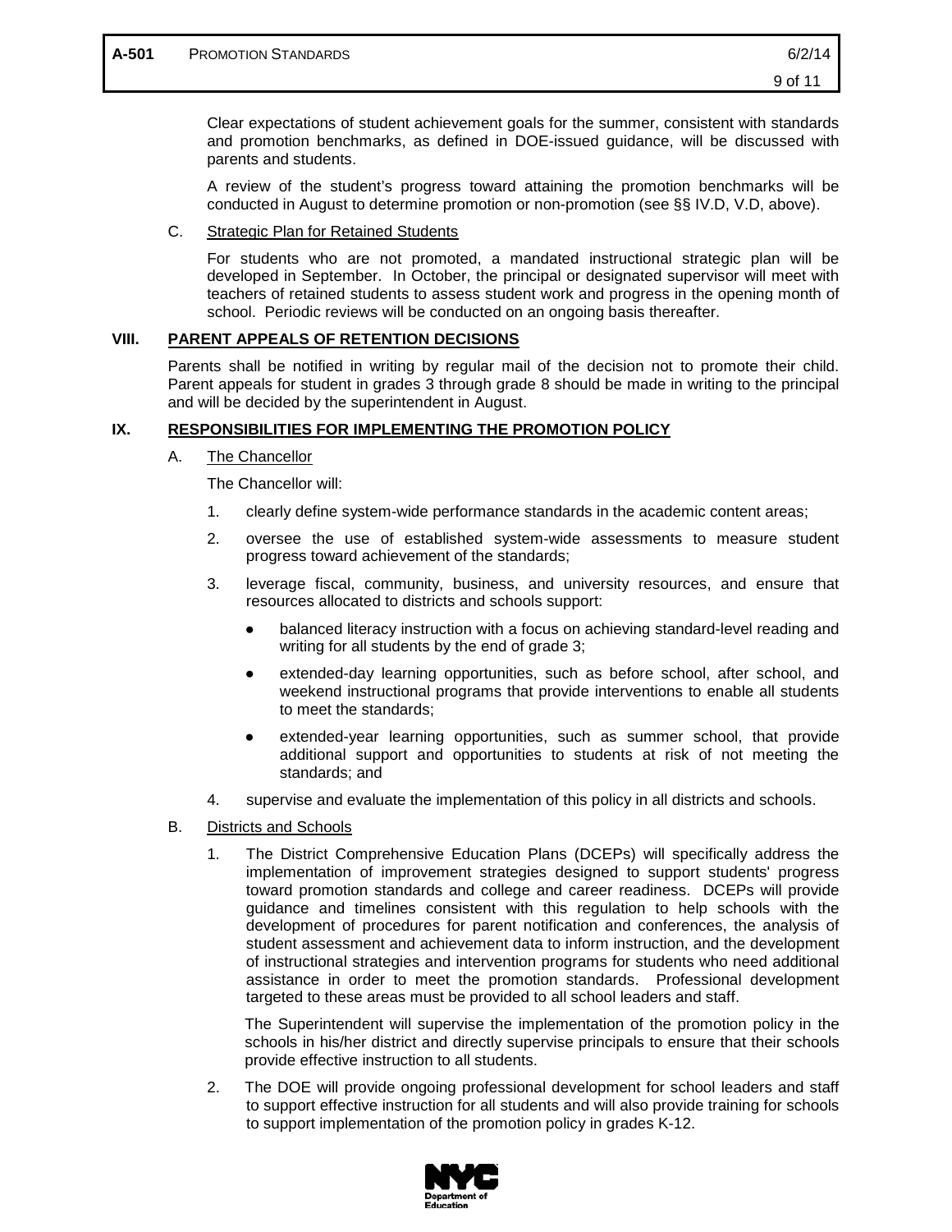Clear expectations of student achievement goals for the summer, consistent with standards and promotion benchmarks, as defined in DOE-issued guidance, will be discussed with parents and students.

A review of the student's progress toward attaining the promotion benchmarks will be conducted in August to determine promotion or non-promotion (see §§ IV.D, V.D, above).

C. Strategic Plan for Retained Students

For students who are not promoted, a mandated instructional strategic plan will be developed in September. In October, the principal or designated supervisor will meet with teachers of retained students to assess student work and progress in the opening month of school. Periodic reviews will be conducted on an ongoing basis thereafter.

## VIII. PARENT APPEALS OF RETENTION DECISIONS

Parents shall be notified in writing by regular mail of the decision not to promote their child. Parent appeals for student in grades 3 through grade 8 should be made in writing to the principal and will be decided by the superintendent in August.

## IX. RESPONSIBILITIES FOR IMPLEMENTING THE PROMOTION POLICY

A. The Chancellor

The Chancellor will:

1. clearly define system-wide performance standards in the academic content areas;
2. oversee the use of established system-wide assessments to measure student progress toward achievement of the standards;
3. leverage fiscal, community, business, and university resources, and ensure that resources allocated to districts and schools support:
   - balanced literacy instruction with a focus on achieving standard-level reading and writing for all students by the end of grade 3;
   - extended-day learning opportunities, such as before school, after school, and weekend instructional programs that provide interventions to enable all students to meet the standards;
   - extended-year learning opportunities, such as summer school, that provide additional support and opportunities to students at risk of not meeting the standards; and
4. supervise and evaluate the implementation of this policy in all districts and schools.

B. Districts and Schools

1. The District Comprehensive Education Plans (DCEPs) will specifically address the implementation of improvement strategies designed to support students' progress toward promotion standards and college and career readiness. DCEPs will provide guidance and timelines consistent with this regulation to help schools with the development of procedures for parent notification and conferences, the analysis of student assessment and achievement data to inform instruction, and the development of instructional strategies and intervention programs for students who need additional assistance in order to meet the promotion standards. Professional development targeted to these areas must be provided to all school leaders and staff.

   The Superintendent will supervise the implementation of the promotion policy in the schools in his/her district and directly supervise principals to ensure that their schools provide effective instruction to all students.

2. The DOE will provide ongoing professional development for school leaders and staff to support effective instruction for all students and will also provide training for schools to support implementation of the promotion policy in grades K-12.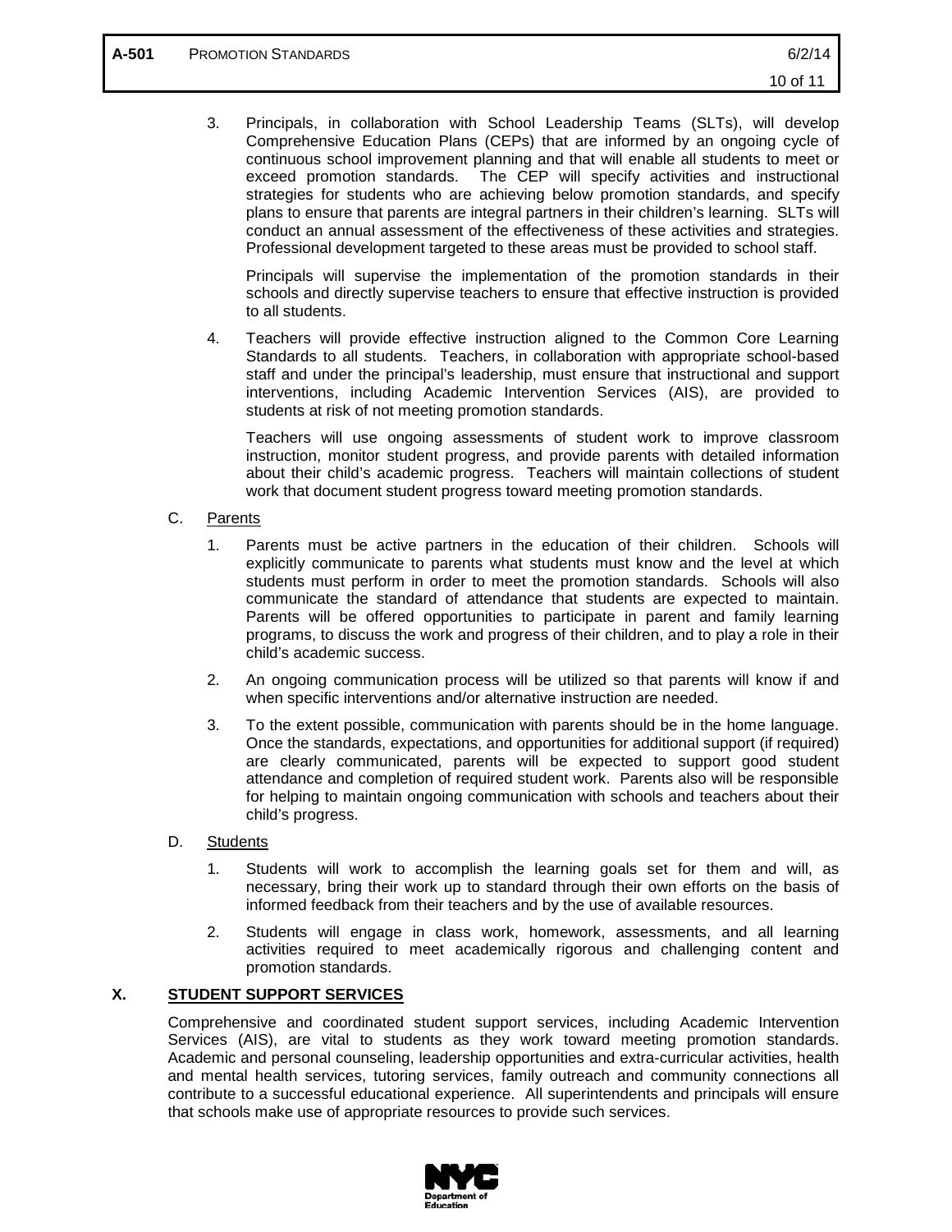3. Principals, in collaboration with School Leadership Teams (SLTs), will develop Comprehensive Education Plans (CEPs) that are informed by an ongoing cycle of continuous school improvement planning and that will enable all students to meet or exceed promotion standards. The CEP will specify activities and instructional strategies for students who are achieving below promotion standards, and specify plans to ensure that parents are integral partners in their children's learning. SLTs will conduct an annual assessment of the effectiveness of these activities and strategies. Professional development targeted to these areas must be provided to school staff.

   Principals will supervise the implementation of the promotion standards in their schools and directly supervise teachers to ensure that effective instruction is provided to all students.

4. Teachers will provide effective instruction aligned to the Common Core Learning Standards to all students. Teachers, in collaboration with appropriate school-based staff and under the principal's leadership, must ensure that instructional and support interventions, including Academic Intervention Services (AIS), are provided to students at risk of not meeting promotion standards.

   Teachers will use ongoing assessments of student work to improve classroom instruction, monitor student progress, and provide parents with detailed information about their child's academic progress. Teachers will maintain collections of student work that document student progress toward meeting promotion standards.

C. <u>Parents</u>

1. Parents must be active partners in the education of their children. Schools will explicitly communicate to parents what students must know and the level at which students must perform in order to meet the promotion standards. Schools will also communicate the standard of attendance that students are expected to maintain. Parents will be offered opportunities to participate in parent and family learning programs, to discuss the work and progress of their children, and to play a role in their child's academic success.

2. An ongoing communication process will be utilized so that parents will know if and when specific interventions and/or alternative instruction are needed.

3. To the extent possible, communication with parents should be in the home language. Once the standards, expectations, and opportunities for additional support (if required) are clearly communicated, parents will be expected to support good student attendance and completion of required student work. Parents also will be responsible for helping to maintain ongoing communication with schools and teachers about their child's progress.

D. <u>Students</u>

1. Students will work to accomplish the learning goals set for them and will, as necessary, bring their work up to standard through their own efforts on the basis of informed feedback from their teachers and by the use of available resources.

2. Students will engage in class work, homework, assessments, and all learning activities required to meet academically rigorous and challenging content and promotion standards.

## X. STUDENT SUPPORT SERVICES

Comprehensive and coordinated student support services, including Academic Intervention Services (AIS), are vital to students as they work toward meeting promotion standards. Academic and personal counseling, leadership opportunities and extra-curricular activities, health and mental health services, tutoring services, family outreach and community connections all contribute to a successful educational experience. All superintendents and principals will ensure that schools make use of appropriate resources to provide such services.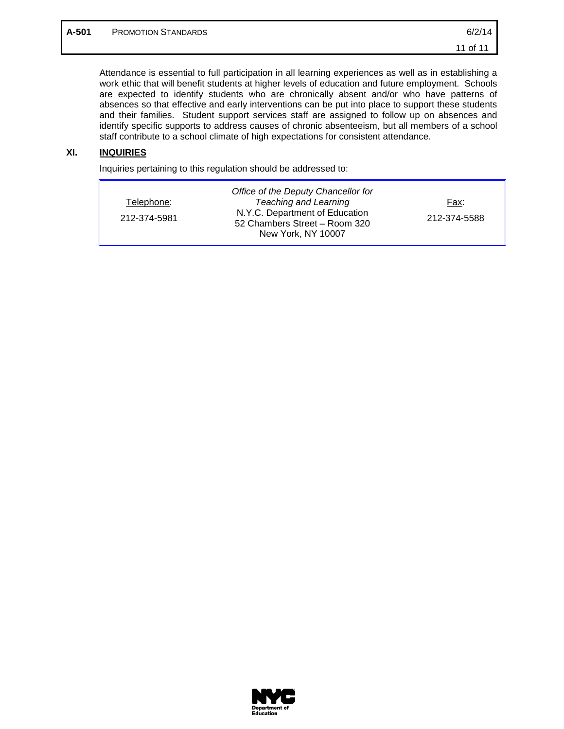Attendance is essential to full participation in all learning experiences as well as in establishing a work ethic that will benefit students at higher levels of education and future employment. Schools are expected to identify students who are chronically absent and/or who have patterns of absences so that effective and early interventions can be put into place to support these students and their families. Student support services staff are assigned to follow up on absences and identify specific supports to address causes of chronic absenteeism, but all members of a school staff contribute to a school climate of high expectations for consistent attendance.

## XI. INQUIRIES

Inquiries pertaining to this regulation should be addressed to:

| | | |
|---|---|---|
| Telephone: 212-374-5981 | *Office of the Deputy Chancellor for Teaching and Learning* N.Y.C. Department of Education 52 Chambers Street – Room 320 New York, NY 10007 | Fax: 212-374-5588 |